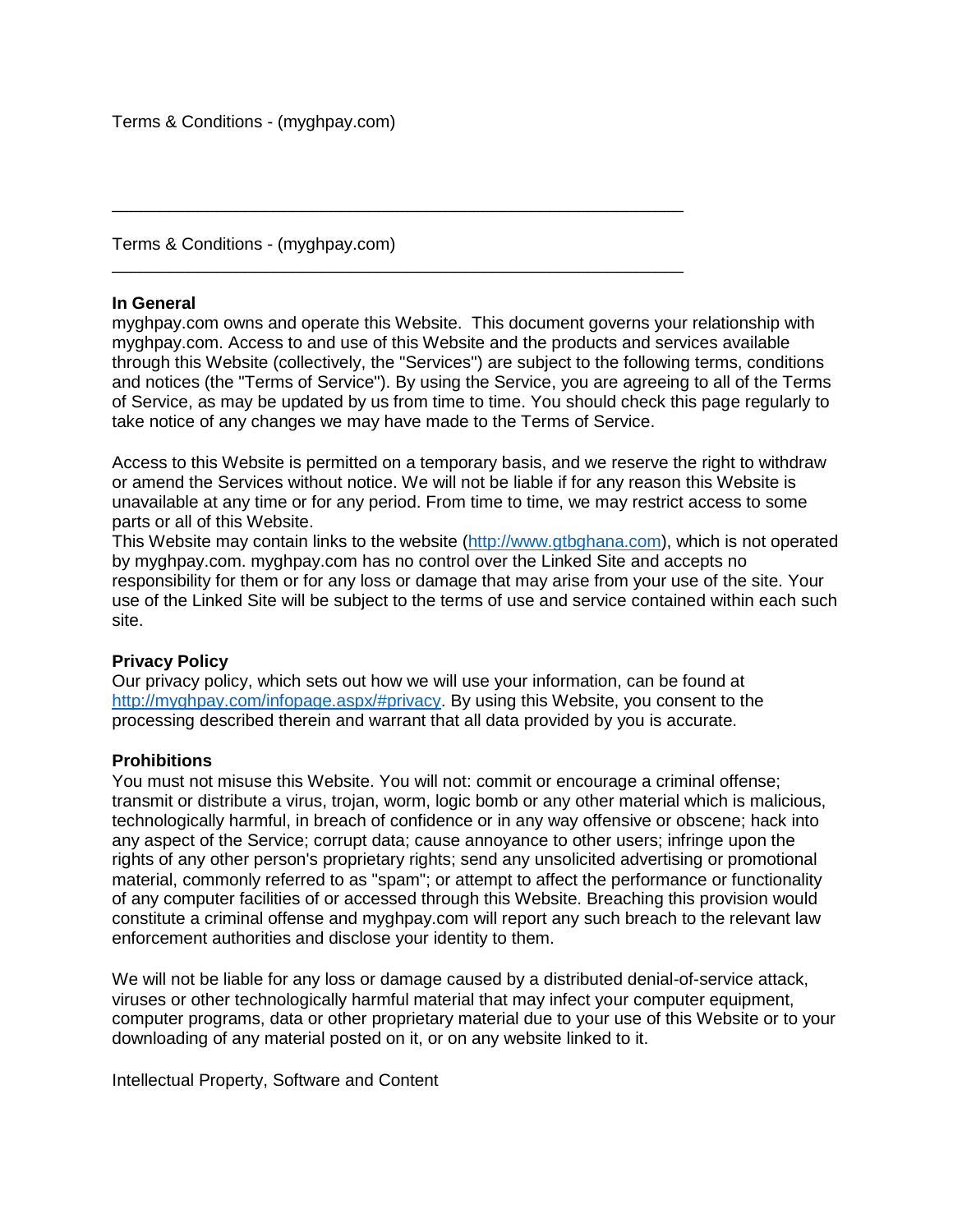Terms & Conditions - (myghpay.com)

---

Terms & Conditions - (myghpay.com)

---

**In General**

myghpay.com owns and operate this Website. This document governs your relationship with myghpay.com. Access to and use of this Website and the products and services available through this Website (collectively, the "Services") are subject to the following terms, conditions and notices (the "Terms of Service"). By using the Service, you are agreeing to all of the Terms of Service, as may be updated by us from time to time. You should check this page regularly to take notice of any changes we may have made to the Terms of Service.

Access to this Website is permitted on a temporary basis, and we reserve the right to withdraw or amend the Services without notice. We will not be liable if for any reason this Website is unavailable at any time or for any period. From time to time, we may restrict access to some parts or all of this Website.
This Website may contain links to the website ([http://www.gtbghana.com](http://www.gtbghana.com)), which is not operated by myghpay.com. myghpay.com has no control over the Linked Site and accepts no responsibility for them or for any loss or damage that may arise from your use of the site. Your use of the Linked Site will be subject to the terms of use and service contained within each such site.

**Privacy Policy**

Our privacy policy, which sets out how we will use your information, can be found at [http://myghpay.com/infopage.aspx/#privacy](http://myghpay.com/infopage.aspx/#privacy). By using this Website, you consent to the processing described therein and warrant that all data provided by you is accurate.

**Prohibitions**

You must not misuse this Website. You will not: commit or encourage a criminal offense; transmit or distribute a virus, trojan, worm, logic bomb or any other material which is malicious, technologically harmful, in breach of confidence or in any way offensive or obscene; hack into any aspect of the Service; corrupt data; cause annoyance to other users; infringe upon the rights of any other person's proprietary rights; send any unsolicited advertising or promotional material, commonly referred to as "spam"; or attempt to affect the performance or functionality of any computer facilities of or accessed through this Website. Breaching this provision would constitute a criminal offense and myghpay.com will report any such breach to the relevant law enforcement authorities and disclose your identity to them.

We will not be liable for any loss or damage caused by a distributed denial-of-service attack, viruses or other technologically harmful material that may infect your computer equipment, computer programs, data or other proprietary material due to your use of this Website or to your downloading of any material posted on it, or on any website linked to it.

Intellectual Property, Software and Content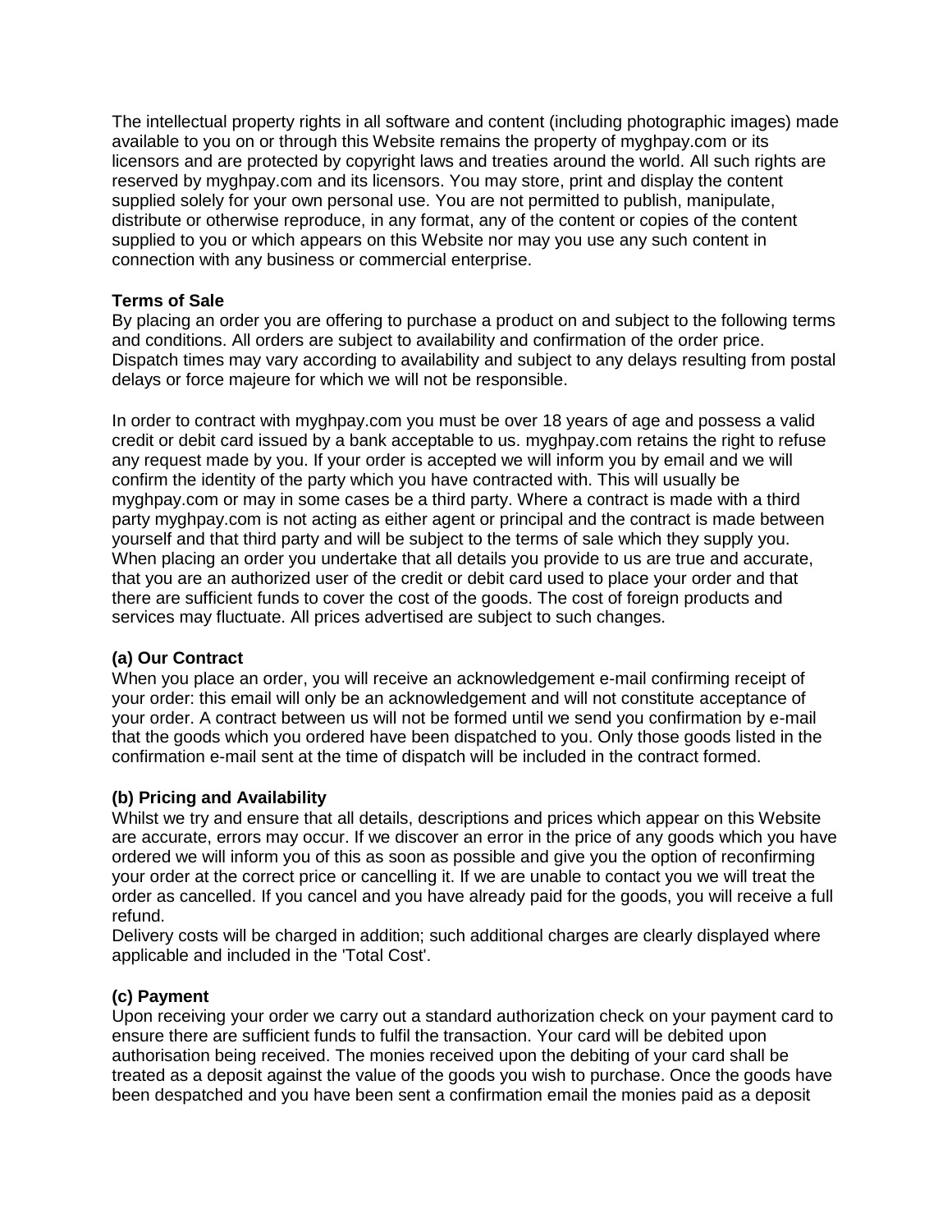The intellectual property rights in all software and content (including photographic images) made available to you on or through this Website remains the property of myghpay.com or its licensors and are protected by copyright laws and treaties around the world. All such rights are reserved by myghpay.com and its licensors. You may store, print and display the content supplied solely for your own personal use. You are not permitted to publish, manipulate, distribute or otherwise reproduce, in any format, any of the content or copies of the content supplied to you or which appears on this Website nor may you use any such content in connection with any business or commercial enterprise.

**Terms of Sale**
By placing an order you are offering to purchase a product on and subject to the following terms and conditions. All orders are subject to availability and confirmation of the order price. Dispatch times may vary according to availability and subject to any delays resulting from postal delays or force majeure for which we will not be responsible.

In order to contract with myghpay.com you must be over 18 years of age and possess a valid credit or debit card issued by a bank acceptable to us. myghpay.com retains the right to refuse any request made by you. If your order is accepted we will inform you by email and we will confirm the identity of the party which you have contracted with. This will usually be myghpay.com or may in some cases be a third party. Where a contract is made with a third party myghpay.com is not acting as either agent or principal and the contract is made between yourself and that third party and will be subject to the terms of sale which they supply you. When placing an order you undertake that all details you provide to us are true and accurate, that you are an authorized user of the credit or debit card used to place your order and that there are sufficient funds to cover the cost of the goods. The cost of foreign products and services may fluctuate. All prices advertised are subject to such changes.

**(a) Our Contract**
When you place an order, you will receive an acknowledgement e-mail confirming receipt of your order: this email will only be an acknowledgement and will not constitute acceptance of your order. A contract between us will not be formed until we send you confirmation by e-mail that the goods which you ordered have been dispatched to you. Only those goods listed in the confirmation e-mail sent at the time of dispatch will be included in the contract formed.

**(b) Pricing and Availability**
Whilst we try and ensure that all details, descriptions and prices which appear on this Website are accurate, errors may occur. If we discover an error in the price of any goods which you have ordered we will inform you of this as soon as possible and give you the option of reconfirming your order at the correct price or cancelling it. If we are unable to contact you we will treat the order as cancelled. If you cancel and you have already paid for the goods, you will receive a full refund.
Delivery costs will be charged in addition; such additional charges are clearly displayed where applicable and included in the 'Total Cost'.

**(c) Payment**
Upon receiving your order we carry out a standard authorization check on your payment card to ensure there are sufficient funds to fulfil the transaction. Your card will be debited upon authorisation being received. The monies received upon the debiting of your card shall be treated as a deposit against the value of the goods you wish to purchase. Once the goods have been despatched and you have been sent a confirmation email the monies paid as a deposit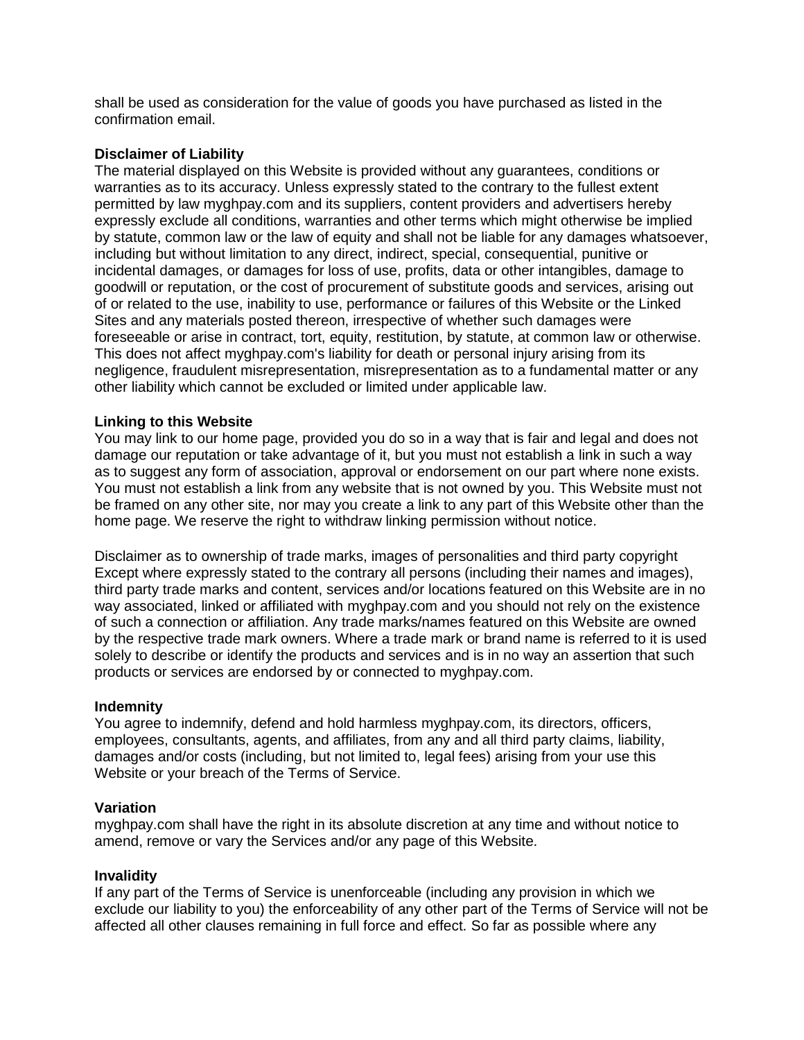shall be used as consideration for the value of goods you have purchased as listed in the confirmation email.

**Disclaimer of Liability**

The material displayed on this Website is provided without any guarantees, conditions or warranties as to its accuracy. Unless expressly stated to the contrary to the fullest extent permitted by law myghpay.com and its suppliers, content providers and advertisers hereby expressly exclude all conditions, warranties and other terms which might otherwise be implied by statute, common law or the law of equity and shall not be liable for any damages whatsoever, including but without limitation to any direct, indirect, special, consequential, punitive or incidental damages, or damages for loss of use, profits, data or other intangibles, damage to goodwill or reputation, or the cost of procurement of substitute goods and services, arising out of or related to the use, inability to use, performance or failures of this Website or the Linked Sites and any materials posted thereon, irrespective of whether such damages were foreseeable or arise in contract, tort, equity, restitution, by statute, at common law or otherwise. This does not affect myghpay.com's liability for death or personal injury arising from its negligence, fraudulent misrepresentation, misrepresentation as to a fundamental matter or any other liability which cannot be excluded or limited under applicable law.

**Linking to this Website**

You may link to our home page, provided you do so in a way that is fair and legal and does not damage our reputation or take advantage of it, but you must not establish a link in such a way as to suggest any form of association, approval or endorsement on our part where none exists. You must not establish a link from any website that is not owned by you. This Website must not be framed on any other site, nor may you create a link to any part of this Website other than the home page. We reserve the right to withdraw linking permission without notice.

Disclaimer as to ownership of trade marks, images of personalities and third party copyright
Except where expressly stated to the contrary all persons (including their names and images), third party trade marks and content, services and/or locations featured on this Website are in no way associated, linked or affiliated with myghpay.com and you should not rely on the existence of such a connection or affiliation. Any trade marks/names featured on this Website are owned by the respective trade mark owners. Where a trade mark or brand name is referred to it is used solely to describe or identify the products and services and is in no way an assertion that such products or services are endorsed by or connected to myghpay.com.

**Indemnity**

You agree to indemnify, defend and hold harmless myghpay.com, its directors, officers, employees, consultants, agents, and affiliates, from any and all third party claims, liability, damages and/or costs (including, but not limited to, legal fees) arising from your use this Website or your breach of the Terms of Service.

**Variation**

myghpay.com shall have the right in its absolute discretion at any time and without notice to amend, remove or vary the Services and/or any page of this Website.

**Invalidity**

If any part of the Terms of Service is unenforceable (including any provision in which we exclude our liability to you) the enforceability of any other part of the Terms of Service will not be affected all other clauses remaining in full force and effect. So far as possible where any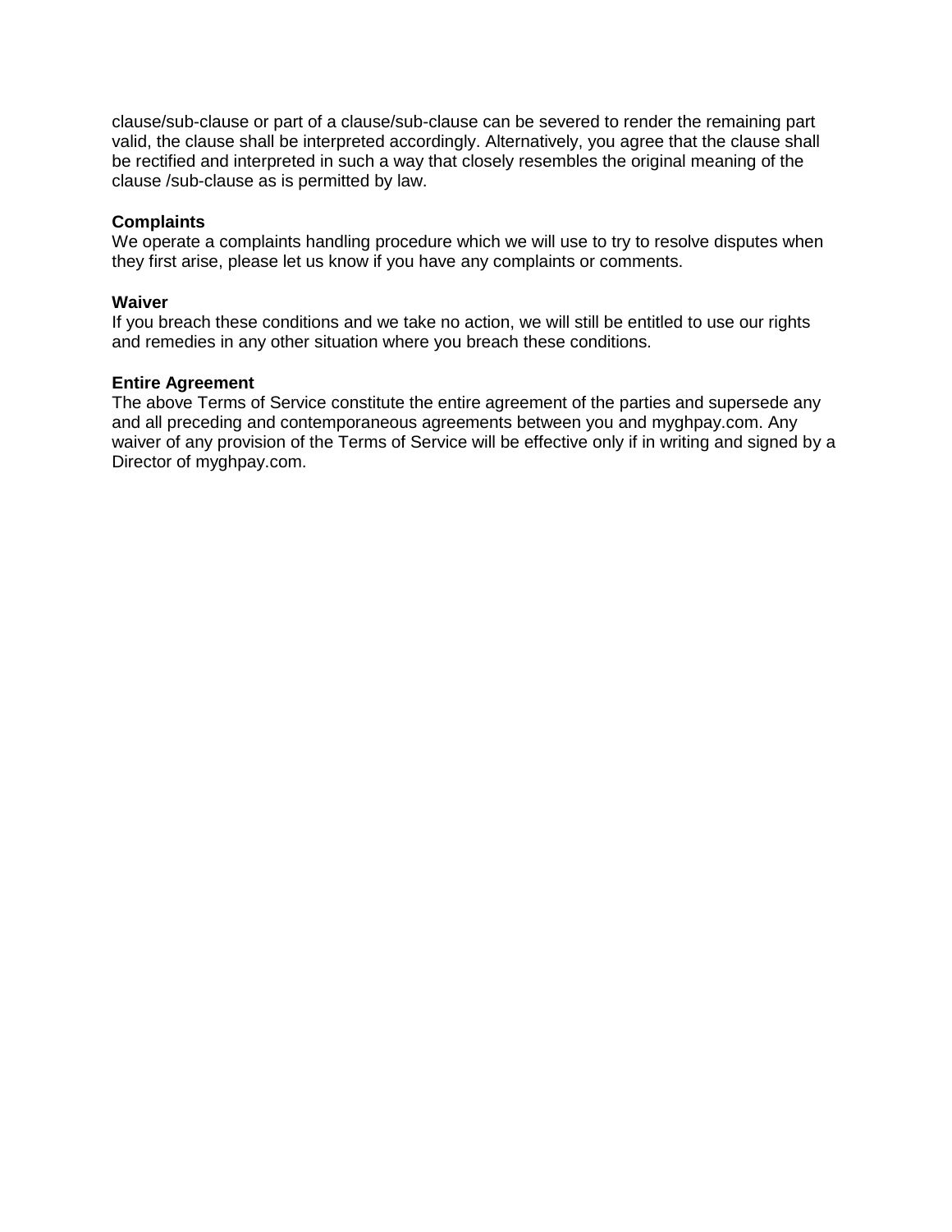clause/sub-clause or part of a clause/sub-clause can be severed to render the remaining part valid, the clause shall be interpreted accordingly. Alternatively, you agree that the clause shall be rectified and interpreted in such a way that closely resembles the original meaning of the clause /sub-clause as is permitted by law.

**Complaints**
We operate a complaints handling procedure which we will use to try to resolve disputes when they first arise, please let us know if you have any complaints or comments.

**Waiver**
If you breach these conditions and we take no action, we will still be entitled to use our rights and remedies in any other situation where you breach these conditions.

**Entire Agreement**
The above Terms of Service constitute the entire agreement of the parties and supersede any and all preceding and contemporaneous agreements between you and myghpay.com. Any waiver of any provision of the Terms of Service will be effective only if in writing and signed by a Director of myghpay.com.